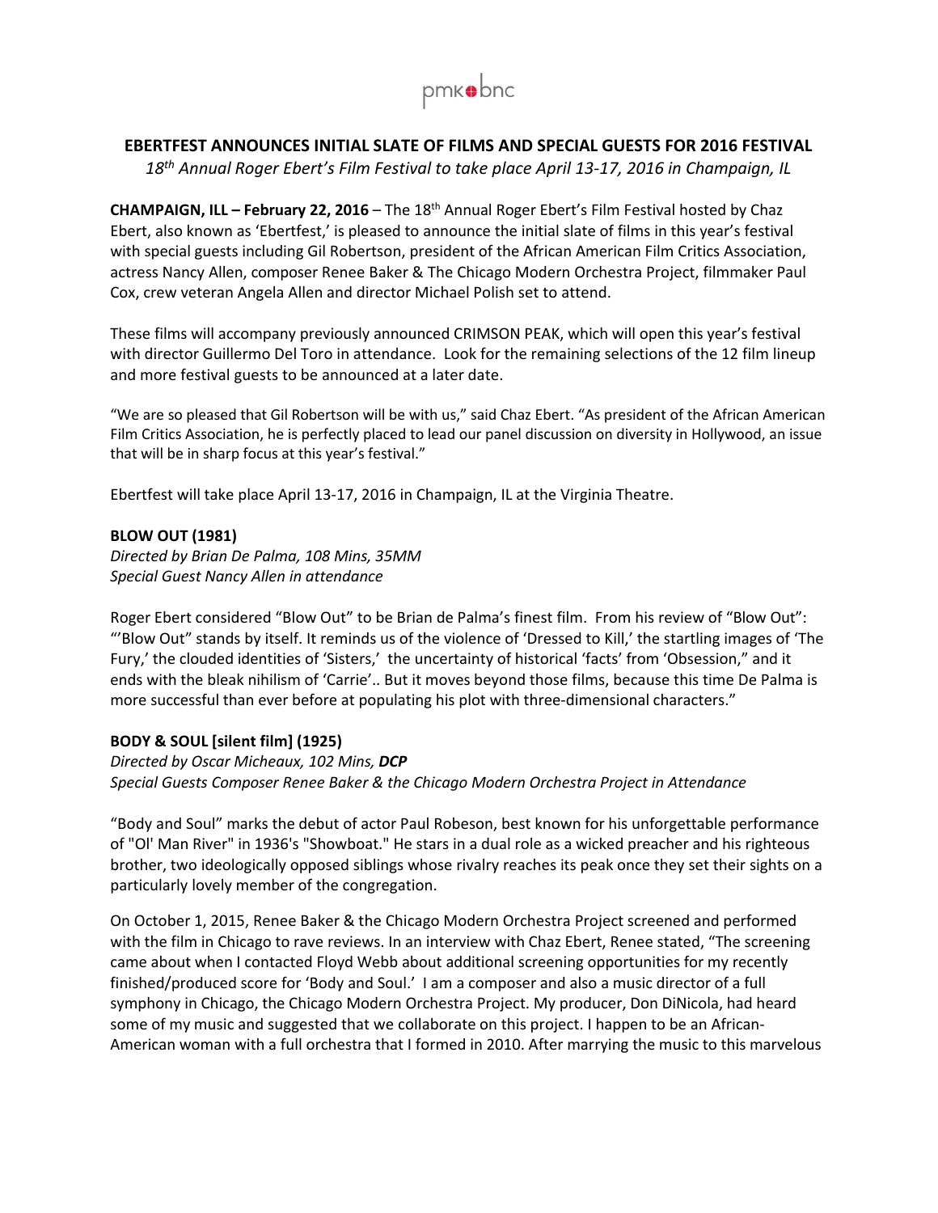pmk•bnc

# EBERTFEST ANNOUNCES INITIAL SLATE OF FILMS AND SPECIAL GUESTS FOR 2016 FESTIVAL

*18th Annual Roger Ebert's Film Festival to take place April 13-17, 2016 in Champaign, IL*

**CHAMPAIGN, ILL – February 22, 2016** – The 18th Annual Roger Ebert's Film Festival hosted by Chaz Ebert, also known as 'Ebertfest,' is pleased to announce the initial slate of films in this year's festival with special guests including Gil Robertson, president of the African American Film Critics Association, actress Nancy Allen, composer Renee Baker & The Chicago Modern Orchestra Project, filmmaker Paul Cox, crew veteran Angela Allen and director Michael Polish set to attend.

These films will accompany previously announced CRIMSON PEAK, which will open this year's festival with director Guillermo Del Toro in attendance. Look for the remaining selections of the 12 film lineup and more festival guests to be announced at a later date.

"We are so pleased that Gil Robertson will be with us," said Chaz Ebert. "As president of the African American Film Critics Association, he is perfectly placed to lead our panel discussion on diversity in Hollywood, an issue that will be in sharp focus at this year's festival."

Ebertfest will take place April 13-17, 2016 in Champaign, IL at the Virginia Theatre.

**BLOW OUT (1981)**

*Directed by Brian De Palma, 108 Mins, 35MM*
*Special Guest Nancy Allen in attendance*

Roger Ebert considered "Blow Out" to be Brian de Palma's finest film. From his review of "Blow Out": "'Blow Out" stands by itself. It reminds us of the violence of 'Dressed to Kill,' the startling images of 'The Fury,' the clouded identities of 'Sisters,' the uncertainty of historical 'facts' from 'Obsession," and it ends with the bleak nihilism of 'Carrie'.. But it moves beyond those films, because this time De Palma is more successful than ever before at populating his plot with three-dimensional characters."

**BODY & SOUL [silent film] (1925)**

*Directed by Oscar Micheaux, 102 Mins, **DCP***
*Special Guests Composer Renee Baker & the Chicago Modern Orchestra Project in Attendance*

"Body and Soul" marks the debut of actor Paul Robeson, best known for his unforgettable performance of "Ol' Man River" in 1936's "Showboat." He stars in a dual role as a wicked preacher and his righteous brother, two ideologically opposed siblings whose rivalry reaches its peak once they set their sights on a particularly lovely member of the congregation.

On October 1, 2015, Renee Baker & the Chicago Modern Orchestra Project screened and performed with the film in Chicago to rave reviews. In an interview with Chaz Ebert, Renee stated, "The screening came about when I contacted Floyd Webb about additional screening opportunities for my recently finished/produced score for 'Body and Soul.' I am a composer and also a music director of a full symphony in Chicago, the Chicago Modern Orchestra Project. My producer, Don DiNicola, had heard some of my music and suggested that we collaborate on this project. I happen to be an African-American woman with a full orchestra that I formed in 2010. After marrying the music to this marvelous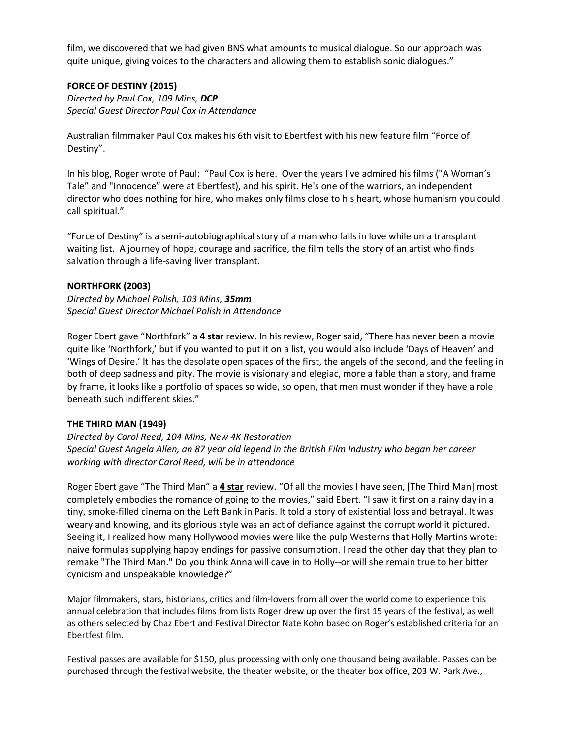film, we discovered that we had given BNS what amounts to musical dialogue. So our approach was quite unique, giving voices to the characters and allowing them to establish sonic dialogues."

**FORCE OF DESTINY (2015)**
*Directed by Paul Cox, 109 Mins, **DCP***
*Special Guest Director Paul Cox in Attendance*

Australian filmmaker Paul Cox makes his 6th visit to Ebertfest with his new feature film "Force of Destiny".

In his blog, Roger wrote of Paul: "Paul Cox is here. Over the years I've admired his films ("A Woman's Tale" and "Innocence" were at Ebertfest), and his spirit. He's one of the warriors, an independent director who does nothing for hire, who makes only films close to his heart, whose humanism you could call spiritual."

"Force of Destiny" is a semi-autobiographical story of a man who falls in love while on a transplant waiting list. A journey of hope, courage and sacrifice, the film tells the story of an artist who finds salvation through a life-saving liver transplant.

**NORTHFORK (2003)**
*Directed by Michael Polish, 103 Mins, **35mm***
*Special Guest Director Michael Polish in Attendance*

Roger Ebert gave "Northfork" a **4 star** review. In his review, Roger said, "There has never been a movie quite like 'Northfork,' but if you wanted to put it on a list, you would also include 'Days of Heaven' and 'Wings of Desire.' It has the desolate open spaces of the first, the angels of the second, and the feeling in both of deep sadness and pity. The movie is visionary and elegiac, more a fable than a story, and frame by frame, it looks like a portfolio of spaces so wide, so open, that men must wonder if they have a role beneath such indifferent skies."

**THE THIRD MAN (1949)**
*Directed by Carol Reed, 104 Mins, New 4K Restoration*
*Special Guest Angela Allen, an 87 year old legend in the British Film Industry who began her career working with director Carol Reed, will be in attendance*

Roger Ebert gave "The Third Man" a **4 star** review. "Of all the movies I have seen, [The Third Man] most completely embodies the romance of going to the movies," said Ebert. "I saw it first on a rainy day in a tiny, smoke-filled cinema on the Left Bank in Paris. It told a story of existential loss and betrayal. It was weary and knowing, and its glorious style was an act of defiance against the corrupt world it pictured. Seeing it, I realized how many Hollywood movies were like the pulp Westerns that Holly Martins wrote: naive formulas supplying happy endings for passive consumption. I read the other day that they plan to remake "The Third Man." Do you think Anna will cave in to Holly--or will she remain true to her bitter cynicism and unspeakable knowledge?"

Major filmmakers, stars, historians, critics and film-lovers from all over the world come to experience this annual celebration that includes films from lists Roger drew up over the first 15 years of the festival, as well as others selected by Chaz Ebert and Festival Director Nate Kohn based on Roger's established criteria for an Ebertfest film.

Festival passes are available for $150, plus processing with only one thousand being available. Passes can be purchased through the festival website, the theater website, or the theater box office, 203 W. Park Ave.,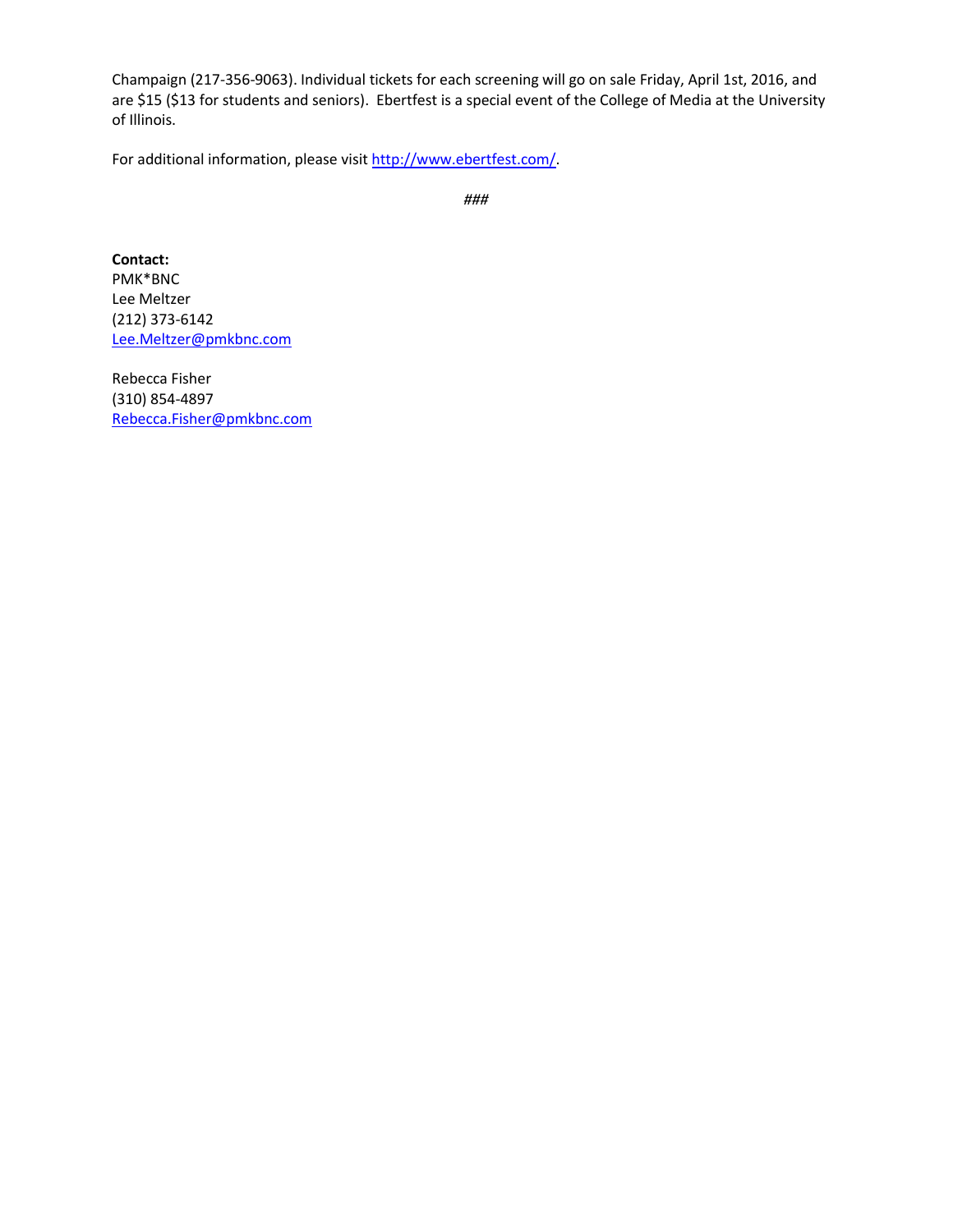Champaign (217-356-9063). Individual tickets for each screening will go on sale Friday, April 1st, 2016, and are $15 ($13 for students and seniors). Ebertfest is a special event of the College of Media at the University of Illinois.

For additional information, please visit http://www.ebertfest.com/.

###

**Contact:**
PMK*BNC
Lee Meltzer
(212) 373-6142
Lee.Meltzer@pmkbnc.com

Rebecca Fisher
(310) 854-4897
Rebecca.Fisher@pmkbnc.com